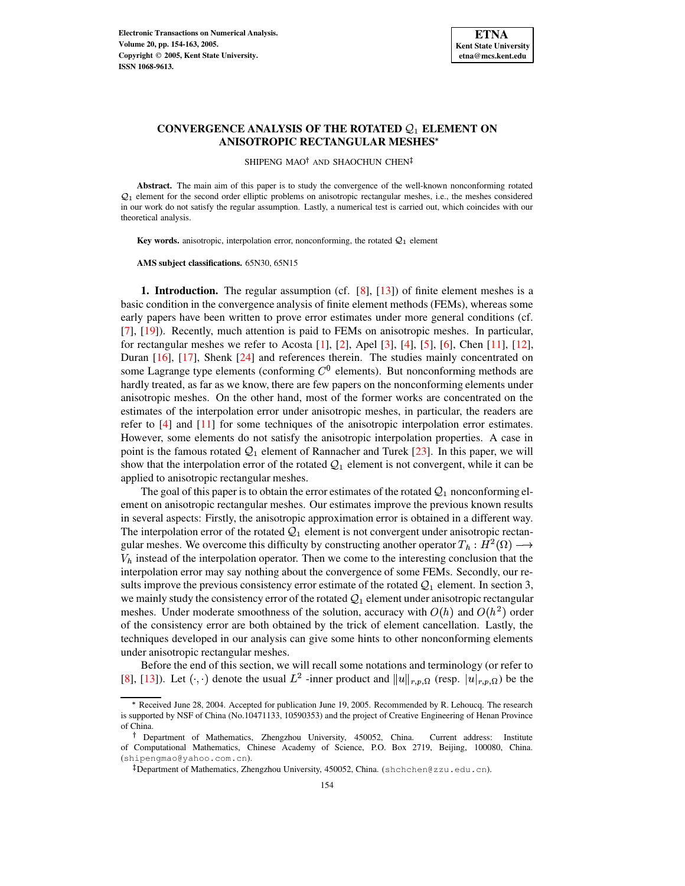# CONVERGENCE ANALYSIS OF THE ROTATED $\mathcal{Q}_1$ ELEMENT ON ANISOTROPIC RECTANGULAR MESHES*

SHIPENG MAO† AND SHAOCHUN CHEN‡

**Abstract.** The main aim of this paper is to study the convergence of the well-known nonconforming rotated $\mathcal{Q}_1$ element for the second order elliptic problems on anisotropic rectangular meshes, i.e., the meshes considered in our work do not satisfy the regular assumption. Lastly, a numerical test is carried out, which coincides with our theoretical analysis.

**Key words.** anisotropic, interpolation error, nonconforming, the rotated $\mathcal{Q}_1$ element

**AMS subject classifications.** 65N30, 65N15

**1. Introduction.** The regular assumption (cf. [8], [13]) of finite element meshes is a basic condition in the convergence analysis of finite element methods (FEMs), whereas some early papers have been written to prove error estimates under more general conditions (cf. [7], [19]). Recently, much attention is paid to FEMs on anisotropic meshes. In particular, for rectangular meshes we refer to Acosta [1], [2], Apel [3], [4], [5], [6], Chen [11], [12], Duran [16], [17], Shenk [24] and references therein. The studies mainly concentrated on some Lagrange type elements (conforming $C^0$ elements). But nonconforming methods are hardly treated, as far as we know, there are few papers on the nonconforming elements under anisotropic meshes. On the other hand, most of the former works are concentrated on the estimates of the interpolation error under anisotropic meshes, in particular, the readers are refer to [4] and [11] for some techniques of the anisotropic interpolation error estimates. However, some elements do not satisfy the anisotropic interpolation properties. A case in point is the famous rotated $\mathcal{Q}_1$ element of Rannacher and Turek [23]. In this paper, we will show that the interpolation error of the rotated $\mathcal{Q}_1$ element is not convergent, while it can be applied to anisotropic rectangular meshes.

The goal of this paper is to obtain the error estimates of the rotated $\mathcal{Q}_1$ nonconforming element on anisotropic rectangular meshes. Our estimates improve the previous known results in several aspects: Firstly, the anisotropic approximation error is obtained in a different way. The interpolation error of the rotated $\mathcal{Q}_1$ element is not convergent under anisotropic rectangular meshes. We overcome this difficulty by constructing another operator $T_h : H^2(\Omega) \longrightarrow V_h$ instead of the interpolation operator. Then we come to the interesting conclusion that the interpolation error may say nothing about the convergence of some FEMs. Secondly, our results improve the previous consistency error estimate of the rotated $\mathcal{Q}_1$ element. In section 3, we mainly study the consistency error of the rotated $\mathcal{Q}_1$ element under anisotropic rectangular meshes. Under moderate smoothness of the solution, accuracy with $O(h)$ and $O(h^2)$ order of the consistency error are both obtained by the trick of element cancellation. Lastly, the techniques developed in our analysis can give some hints to other nonconforming elements under anisotropic rectangular meshes.

Before the end of this section, we will recall some notations and terminology (or refer to [8], [13]). Let $(\cdot, \cdot)$ denote the usual $L^2$ -inner product and $\|u\|_{r,p,\Omega}$ (resp. $|u|_{r,p,\Omega}$) be the

---

* Received June 28, 2004. Accepted for publication June 19, 2005. Recommended by R. Lehoucq. The research is supported by NSF of China (No.10471133, 10590353) and the project of Creative Engineering of Henan Province of China.

† Department of Mathematics, Zhengzhou University, 450052, China. Current address: Institute of Computational Mathematics, Chinese Academy of Science, P.O. Box 2719, Beijing, 100080, China. (shipengmao@yahoo.com.cn).

‡Department of Mathematics, Zhengzhou University, 450052, China. (shchchen@zzu.edu.cn).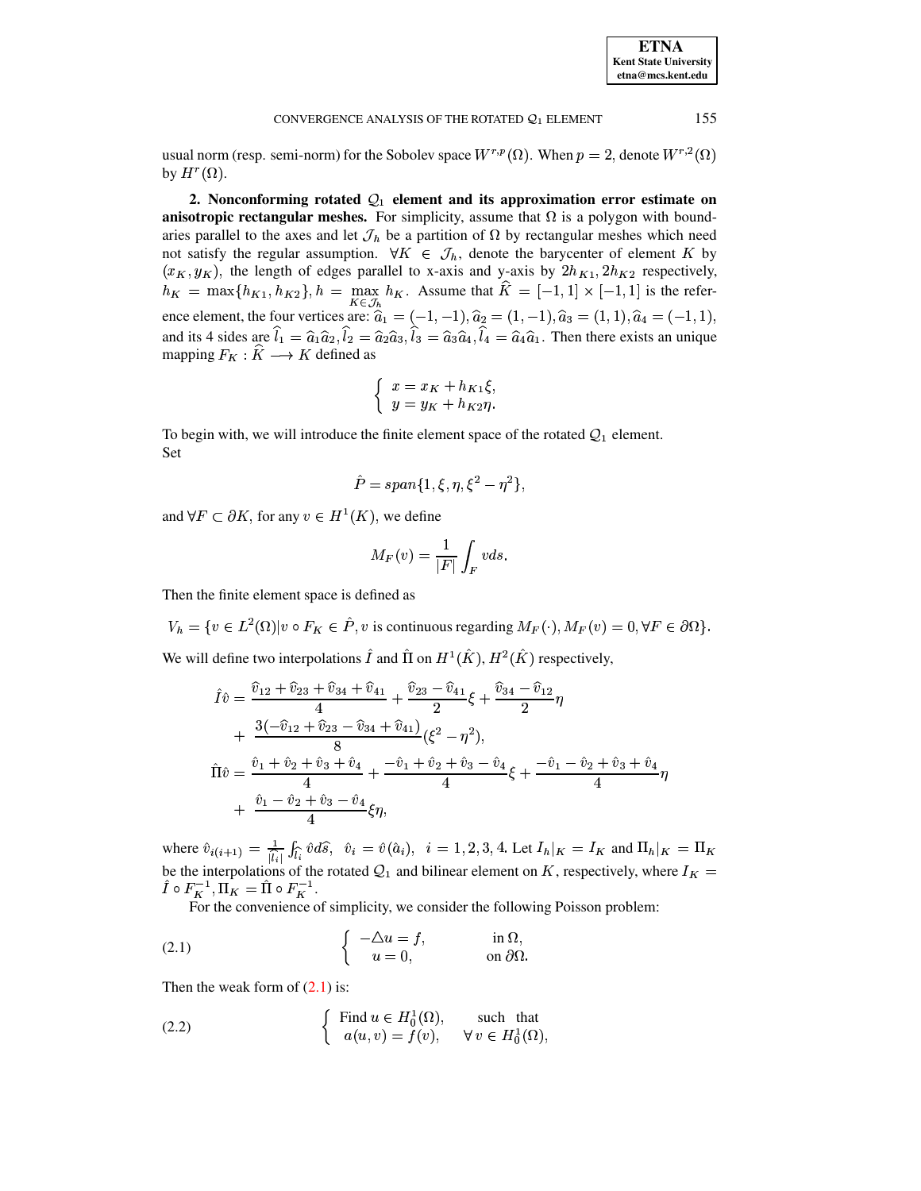usual norm (resp. semi-norm) for the Sobolev space $W^{r,p}(\Omega)$. When $p=2$, denote $W^{r,2}(\Omega)$ by $H^r(\Omega)$.

**2. Nonconforming rotated $\mathcal{Q}_1$ element and its approximation error estimate on anisotropic rectangular meshes.** For simplicity, assume that $\Omega$ is a polygon with boundaries parallel to the axes and let $\mathcal{J}_h$ be a partition of $\Omega$ by rectangular meshes which need not satisfy the regular assumption. $\forall K \in \mathcal{J}_h$, denote the barycenter of element $K$ by $(x_K, y_K)$, the length of edges parallel to x-axis and y-axis by $2h_{K1}, 2h_{K2}$ respectively, $h_K = \max\{h_{K1}, h_{K2}\}$, $h = \max\limits_{K\in\mathcal{J}_h} h_K$. Assume that $\widehat{K} = [-1,1]\times[-1,1]$ is the reference element, the four vertices are: $\widehat{a}_1 = (-1,-1), \widehat{a}_2 = (1,-1), \widehat{a}_3 = (1,1), \widehat{a}_4 = (-1,1)$, and its 4 sides are $\widehat{l}_1 = \widehat{a}_1\widehat{a}_2, \widehat{l}_2 = \widehat{a}_2\widehat{a}_3, \widehat{l}_3 = \widehat{a}_3\widehat{a}_4, \widehat{l}_4 = \widehat{a}_4\widehat{a}_1$. Then there exists an unique mapping $F_K : \widehat{K} \longrightarrow K$ defined as

$$
\begin{cases} x = x_K + h_{K1}\xi, \\ y = y_K + h_{K2}\eta. \end{cases}
$$

To begin with, we will introduce the finite element space of the rotated $\mathcal{Q}_1$ element.
Set

$$
\hat{P} = span\{1, \xi, \eta, \xi^2 - \eta^2\},
$$

and $\forall F \subset \partial K$, for any $v \in H^1(K)$, we define

$$
M_F(v) = \frac{1}{|F|}\int_F v ds.
$$

Then the finite element space is defined as

$$
V_h = \{v \in L^2(\Omega) | v\circ F_K \in \hat{P}, v \text{ is continuous regarding } M_F(\cdot), M_F(v) = 0, \forall F \in \partial\Omega\}.
$$

We will define two interpolations $\hat{I}$ and $\hat{\Pi}$ on $H^1(\hat{K}), H^2(\hat{K})$ respectively,

$$
\begin{aligned}
\hat{I}\hat{v} &= \frac{\widehat{v}_{12} + \widehat{v}_{23} + \widehat{v}_{34} + \widehat{v}_{41}}{4} + \frac{\widehat{v}_{23} - \widehat{v}_{41}}{2}\xi + \frac{\widehat{v}_{34} - \widehat{v}_{12}}{2}\eta \\
&+ \frac{3(-\widehat{v}_{12} + \widehat{v}_{23} - \widehat{v}_{34} + \widehat{v}_{41})}{8}(\xi^2 - \eta^2), \\
\hat{\Pi}\hat{v} &= \frac{\hat{v}_1 + \hat{v}_2 + \hat{v}_3 + \hat{v}_4}{4} + \frac{-\hat{v}_1 + \hat{v}_2 + \hat{v}_3 - \hat{v}_4}{4}\xi + \frac{-\hat{v}_1 - \hat{v}_2 + \hat{v}_3 + \hat{v}_4}{4}\eta \\
&+ \frac{\hat{v}_1 - \hat{v}_2 + \hat{v}_3 - \hat{v}_4}{4}\xi\eta,
\end{aligned}
$$

where $\hat{v}_{i(i+1)} = \frac{1}{|\widehat{l}_i|}\int_{\widehat{l}_i} \hat{v} d\widehat{s}, \ \ \hat{v}_i = \hat{v}(\hat{a}_i), \ \ i = 1,2,3,4$. Let $I_h|_K = I_K$ and $\Pi_h|_K = \Pi_K$ be the interpolations of the rotated $\mathcal{Q}_1$ and bilinear element on $K$, respectively, where $I_K = \hat{I}\circ F_K^{-1}, \Pi_K = \hat{\Pi}\circ F_K^{-1}$.

For the convenience of simplicity, we consider the following Poisson problem:

$$
\begin{cases} -\triangle u = f, & \text{in } \Omega, \\ u = 0, & \text{on } \partial\Omega. \end{cases} \tag{2.1}
$$

Then the weak form of (2.1) is:

$$
\begin{cases} \text{Find } u \in H_0^1(\Omega), & \text{such that} \\ a(u,v) = f(v), & \forall\, v \in H_0^1(\Omega), \end{cases} \tag{2.2}
$$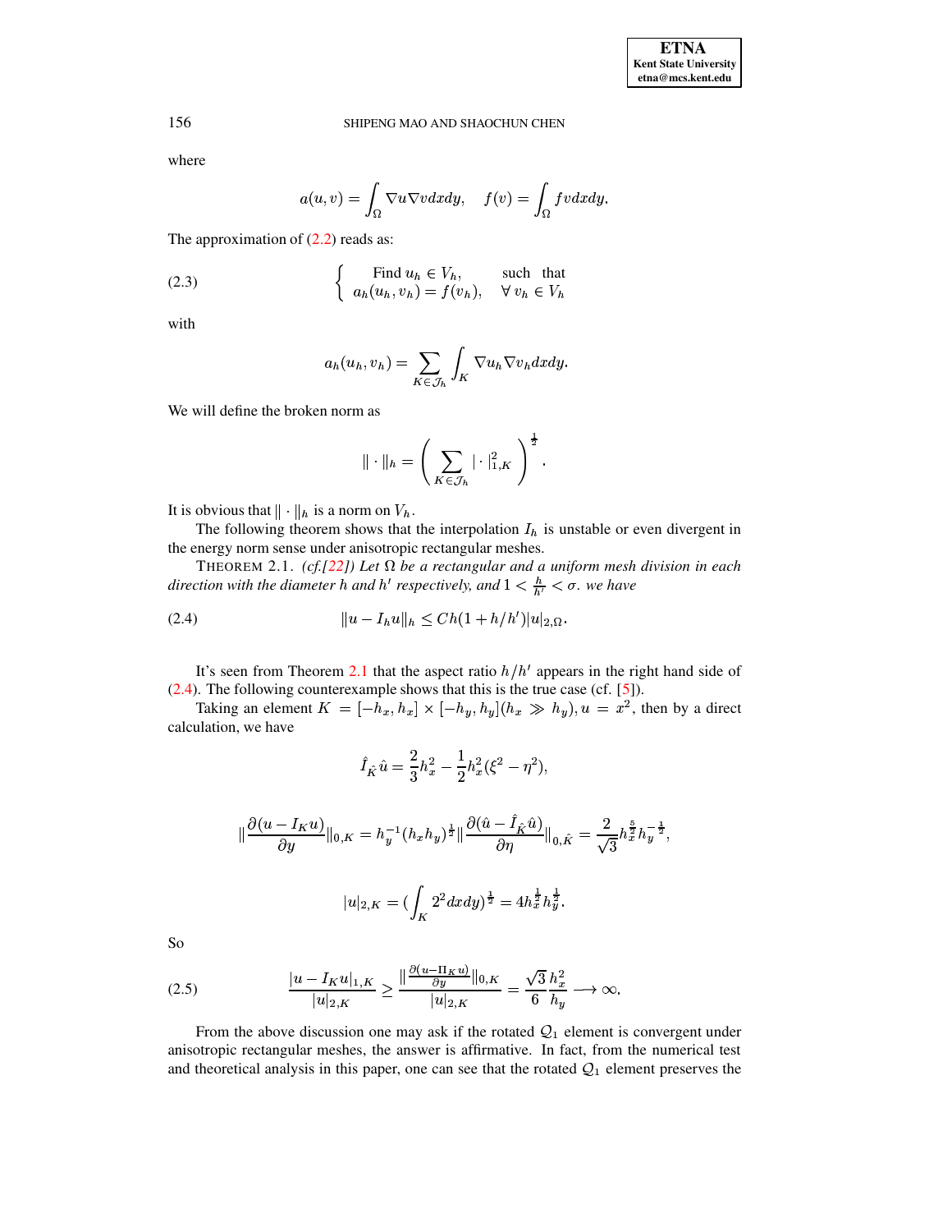where

$$a(u,v) = \int_\Omega \nabla u \nabla v dxdy, \quad f(v) = \int_\Omega f v dxdy.$$

The approximation of (2.2) reads as:

$$\text{(2.3)} \qquad \left\{ \begin{array}{ll} \text{Find } u_h \in V_h, & \text{such that} \\ a_h(u_h, v_h) = f(v_h), & \forall\, v_h \in V_h \end{array} \right.$$

with

$$a_h(u_h, v_h) = \sum_{K \in \mathcal{J}_h} \int_K \nabla u_h \nabla v_h dxdy.$$

We will define the broken norm as

$$\| \cdot \|_h = \left( \sum_{K \in \mathcal{J}_h} | \cdot |^2_{1,K} \right)^{\frac{1}{2}}.$$

It is obvious that $\| \cdot \|_h$ is a norm on $V_h$.

The following theorem shows that the interpolation $I_h$ is unstable or even divergent in the energy norm sense under anisotropic rectangular meshes.

THEOREM 2.1. *(cf.[22]) Let $\Omega$ be a rectangular and a uniform mesh division in each direction with the diameter $h$ and $h'$ respectively, and $1 < \frac{h}{h'} < \sigma$. we have*

$$\text{(2.4)} \qquad \|u - I_h u\|_h \leq Ch(1 + h/h')|u|_{2,\Omega}.$$

It's seen from Theorem 2.1 that the aspect ratio $h/h'$ appears in the right hand side of (2.4). The following counterexample shows that this is the true case (cf. [5]).

Taking an element $K = [-h_x, h_x] \times [-h_y, h_y](h_x \gg h_y), u = x^2$, then by a direct calculation, we have

$$\hat{I}_{\hat{K}} \hat{u} = \frac{2}{3} h_x^2 - \frac{1}{2} h_x^2 (\xi^2 - \eta^2),$$

$$\| \frac{\partial (u - I_K u)}{\partial y} \|_{0,K} = h_y^{-1} (h_x h_y)^{\frac{1}{2}} \| \frac{\partial (\hat{u} - \hat{I}_{\hat{K}} \hat{u})}{\partial \eta} \|_{0,\hat{K}} = \frac{2}{\sqrt{3}} h_x^{\frac{5}{2}} h_y^{-\frac{1}{2}},$$

$$|u|_{2,K} = (\int_K 2^2 dxdy)^{\frac{1}{2}} = 4 h_x^{\frac{1}{2}} h_y^{\frac{1}{2}}.$$

So

$$\text{(2.5)} \qquad \frac{|u - I_K u|_{1,K}}{|u|_{2,K}} \geq \frac{\| \frac{\partial (u - \Pi_K u)}{\partial y} \|_{0,K}}{|u|_{2,K}} = \frac{\sqrt{3}}{6} \frac{h_x^2}{h_y} \longrightarrow \infty.$$

From the above discussion one may ask if the rotated $\mathcal{Q}_1$ element is convergent under anisotropic rectangular meshes, the answer is affirmative. In fact, from the numerical test and theoretical analysis in this paper, one can see that the rotated $\mathcal{Q}_1$ element preserves the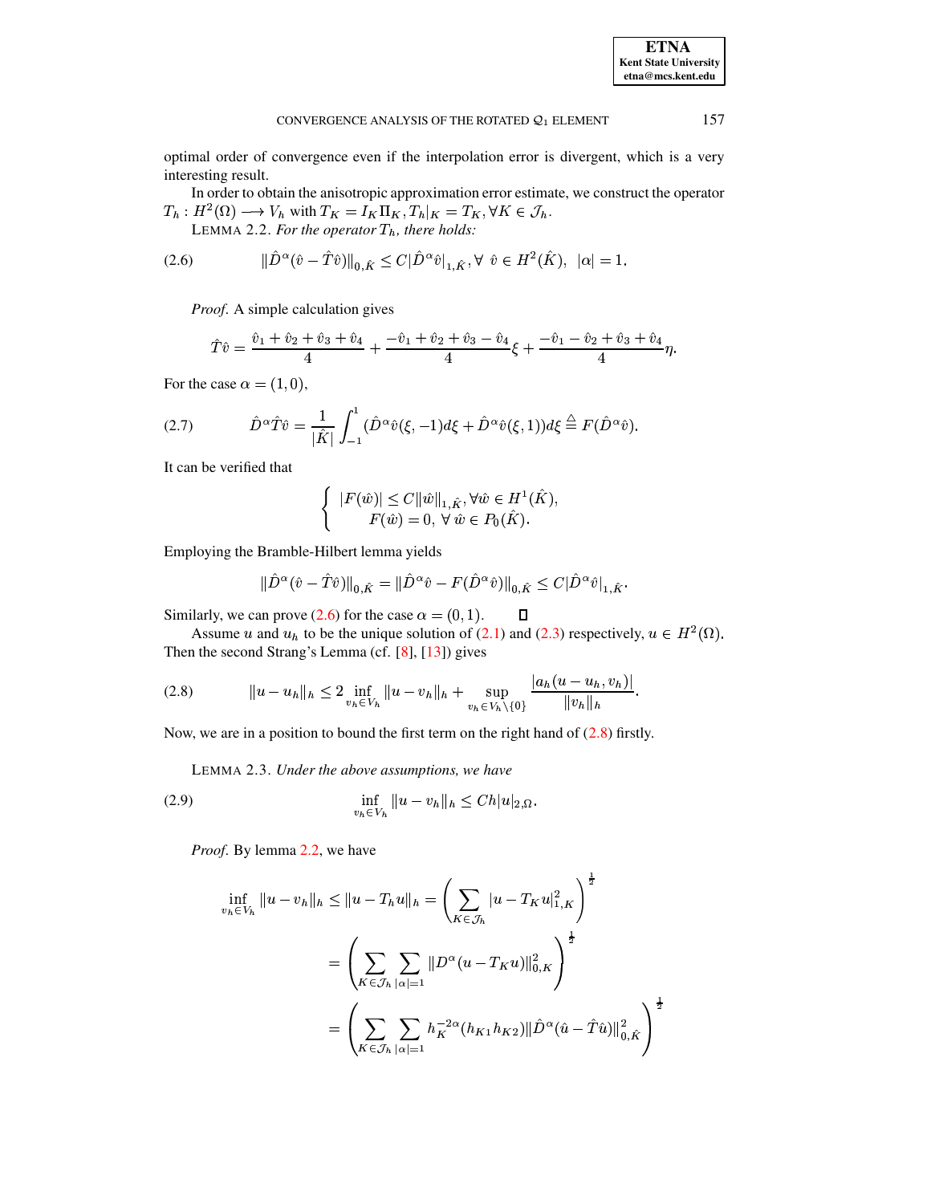optimal order of convergence even if the interpolation error is divergent, which is a very interesting result.

In order to obtain the anisotropic approximation error estimate, we construct the operator $T_h : H^2(\Omega) \longrightarrow V_h$ with $T_K = I_K \Pi_K, T_h|_K = T_K, \forall K \in \mathcal{J}_h$.

LEMMA 2.2. *For the operator $T_h$, there holds:*

$$\|\hat{D}^\alpha(\hat{v} - \hat{T}\hat{v})\|_{0,\hat{K}} \leq C|\hat{D}^\alpha \hat{v}|_{1,\hat{K}}, \forall\ \hat{v} \in H^2(\hat{K}),\ \ |\alpha| = 1. \tag{2.6}$$

*Proof.* A simple calculation gives

$$\hat{T}\hat{v} = \frac{\hat{v}_1 + \hat{v}_2 + \hat{v}_3 + \hat{v}_4}{4} + \frac{-\hat{v}_1 + \hat{v}_2 + \hat{v}_3 - \hat{v}_4}{4}\xi + \frac{-\hat{v}_1 - \hat{v}_2 + \hat{v}_3 + \hat{v}_4}{4}\eta.$$

For the case $\alpha = (1, 0)$,

$$\hat{D}^\alpha \hat{T}\hat{v} = \frac{1}{|\hat{K}|}\int_{-1}^{1} (\hat{D}^\alpha \hat{v}(\xi, -1)d\xi + \hat{D}^\alpha \hat{v}(\xi, 1))d\xi \stackrel{\triangle}{=} F(\hat{D}^\alpha \hat{v}). \tag{2.7}$$

It can be verified that

$$\begin{cases} |F(\hat{w})| \leq C\|\hat{w}\|_{1,\hat{K}}, \forall \hat{w} \in H^1(\hat{K}), \\ F(\hat{w}) = 0,\ \forall\ \hat{w} \in P_0(\hat{K}). \end{cases}$$

Employing the Bramble-Hilbert lemma yields

$$\|\hat{D}^\alpha(\hat{v} - \hat{T}\hat{v})\|_{0,\hat{K}} = \|\hat{D}^\alpha \hat{v} - F(\hat{D}^\alpha \hat{v})\|_{0,\hat{K}} \leq C|\hat{D}^\alpha \hat{v}|_{1,\hat{K}}.$$

Similarly, we can prove (2.6) for the case $\alpha = (0, 1)$. $\square$

Assume $u$ and $u_h$ to be the unique solution of (2.1) and (2.3) respectively, $u \in H^2(\Omega)$. Then the second Strang's Lemma (cf. [8], [13]) gives

$$\|u - u_h\|_h \leq 2 \inf_{v_h \in V_h} \|u - v_h\|_h + \sup_{v_h \in V_h \setminus \{0\}} \frac{|a_h(u - u_h, v_h)|}{\|v_h\|_h}. \tag{2.8}$$

Now, we are in a position to bound the first term on the right hand of (2.8) firstly.

LEMMA 2.3. *Under the above assumptions, we have*

$$\inf_{v_h \in V_h} \|u - v_h\|_h \leq Ch|u|_{2,\Omega}. \tag{2.9}$$

*Proof.* By lemma 2.2, we have

$$\begin{aligned} \inf_{v_h \in V_h} \|u - v_h\|_h \leq \|u - T_h u\|_h &= \left(\sum_{K \in \mathcal{J}_h} |u - T_K u|_{1,K}^2\right)^{\frac{1}{2}} \\ &= \left(\sum_{K \in \mathcal{J}_h} \sum_{|\alpha|=1} \|D^\alpha(u - T_K u)\|_{0,K}^2\right)^{\frac{1}{2}} \\ &= \left(\sum_{K \in \mathcal{J}_h} \sum_{|\alpha|=1} h_K^{-2\alpha}(h_{K1}h_{K2})\|\hat{D}^\alpha(\hat{u} - \hat{T}\hat{u})\|_{0,\hat{K}}^2\right)^{\frac{1}{2}} \end{aligned}$$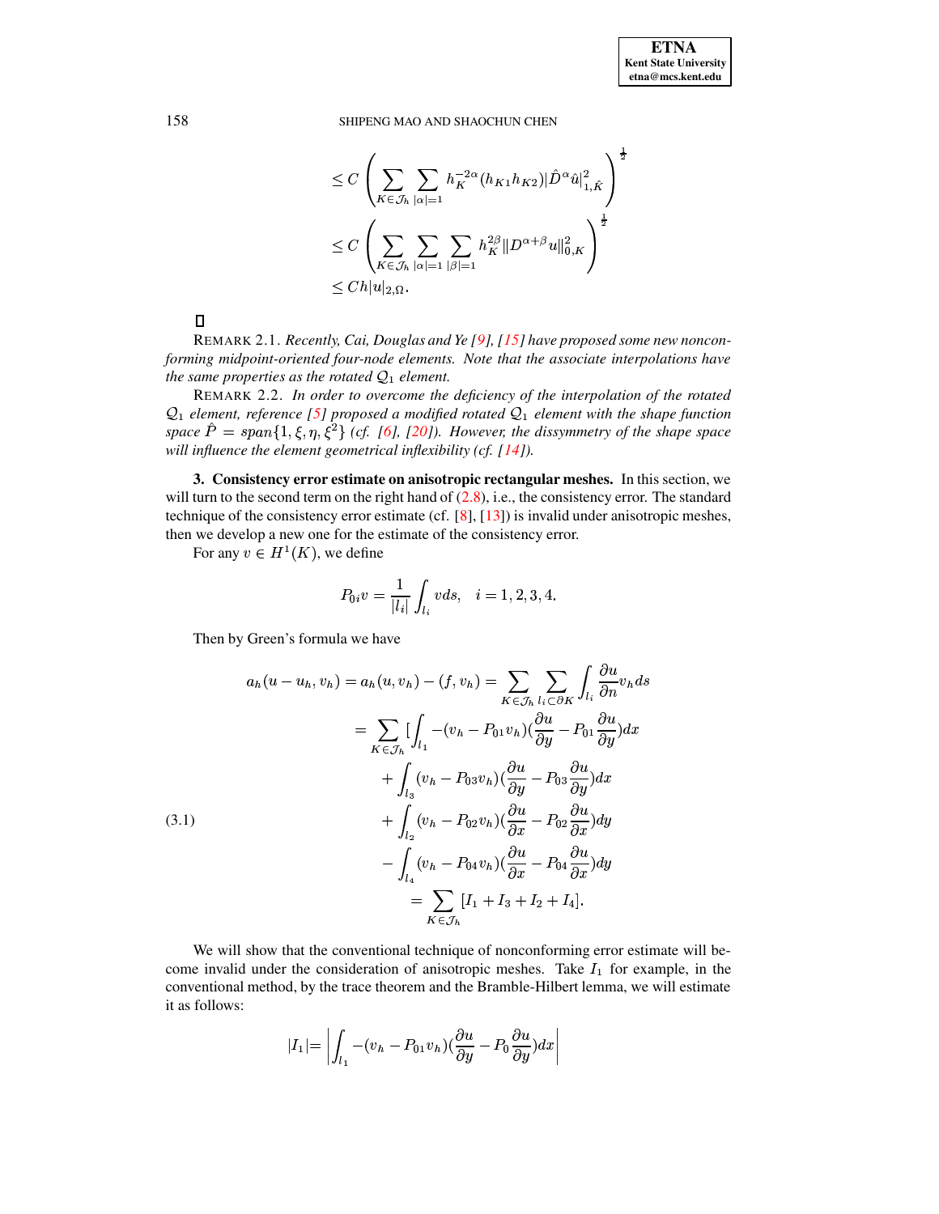$$
\leq C \left( \sum_{K \in \mathcal{J}_h} \sum_{|\alpha|=1} h_K^{-2\alpha} (h_{K1} h_{K2}) |\hat{D}^\alpha \hat{u}|_{1,\hat{K}}^2 \right)^{\frac{1}{2}}
$$

$$
\leq C \left( \sum_{K \in \mathcal{J}_h} \sum_{|\alpha|=1} \sum_{|\beta|=1} h_K^{2\beta} \|D^{\alpha+\beta} u\|_{0,K}^2 \right)^{\frac{1}{2}}
$$

$$
\leq Ch|u|_{2,\Omega}.
$$

□

REMARK 2.1. *Recently, Cai, Douglas and Ye [9], [15] have proposed some new nonconforming midpoint-oriented four-node elements. Note that the associate interpolations have the same properties as the rotated $\mathcal{Q}_1$ element.*

REMARK 2.2. *In order to overcome the deficiency of the interpolation of the rotated $\mathcal{Q}_1$ element, reference [5] proposed a modified rotated $\mathcal{Q}_1$ element with the shape function space $\hat{P} = span\{1, \xi, \eta, \xi^2\}$ (cf. [6], [20]). However, the dissymmetry of the shape space will influence the element geometrical inflexibility (cf. [14]).*

**3. Consistency error estimate on anisotropic rectangular meshes.** In this section, we will turn to the second term on the right hand of (2.8), i.e., the consistency error. The standard technique of the consistency error estimate (cf. [8], [13]) is invalid under anisotropic meshes, then we develop a new one for the estimate of the consistency error.

For any $v \in H^1(K)$, we define

$$
P_{0i} v = \frac{1}{|l_i|} \int_{l_i} v ds, \quad i = 1, 2, 3, 4.
$$

Then by Green's formula we have

$$
\begin{aligned}
a_h(u - u_h, v_h) = a_h(u, v_h) - (f, v_h) &= \sum_{K \in \mathcal{J}_h} \sum_{l_i \subset \partial K} \int_{l_i} \frac{\partial u}{\partial n} v_h ds \\
&= \sum_{K \in \mathcal{J}_h} [\int_{l_1} -(v_h - P_{01} v_h)(\frac{\partial u}{\partial y} - P_{01} \frac{\partial u}{\partial y}) dx \\
&\quad + \int_{l_3} (v_h - P_{03} v_h)(\frac{\partial u}{\partial y} - P_{03} \frac{\partial u}{\partial y}) dx \\
&\quad + \int_{l_2} (v_h - P_{02} v_h)(\frac{\partial u}{\partial x} - P_{02} \frac{\partial u}{\partial x}) dy \\
&\quad - \int_{l_4} (v_h - P_{04} v_h)(\frac{\partial u}{\partial x} - P_{04} \frac{\partial u}{\partial x}) dy \\
&= \sum_{K \in \mathcal{J}_h} [I_1 + I_3 + I_2 + I_4].
\end{aligned} \tag{3.1}
$$

We will show that the conventional technique of nonconforming error estimate will become invalid under the consideration of anisotropic meshes. Take $I_1$ for example, in the conventional method, by the trace theorem and the Bramble-Hilbert lemma, we will estimate it as follows:

$$
|I_1| = \left| \int_{l_1} -(v_h - P_{01} v_h)(\frac{\partial u}{\partial y} - P_0 \frac{\partial u}{\partial y}) dx \right|
$$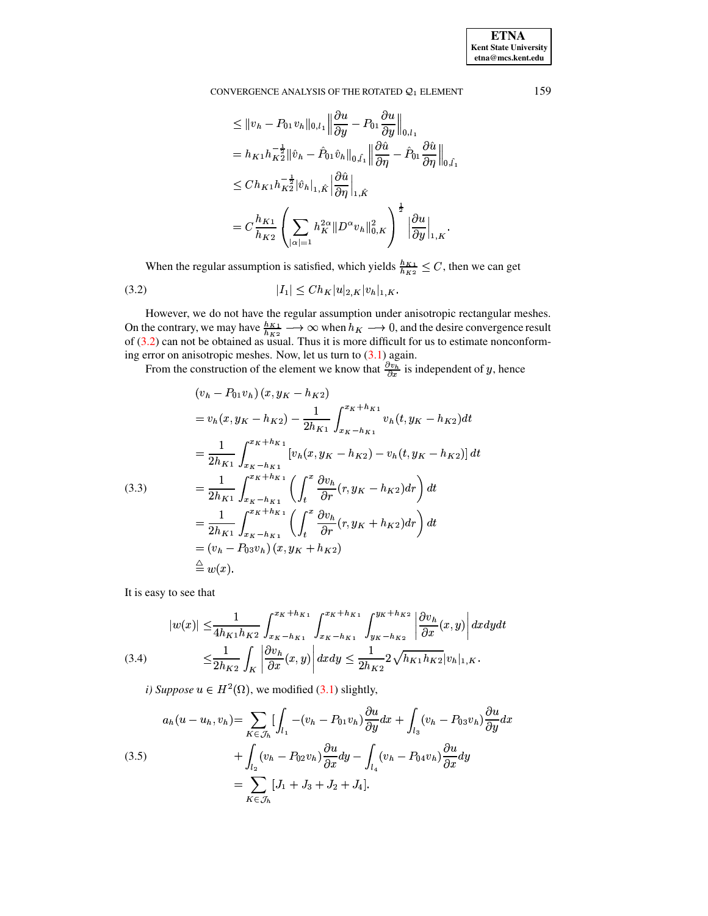$$
\begin{aligned}
&\leq \|v_h - P_{01} v_h\|_{0,l_1} \left\| \frac{\partial u}{\partial y} - P_{01} \frac{\partial u}{\partial y} \right\|_{0,l_1} \\
&= h_{K1} h_{K2}^{-\frac{1}{2}} \|\hat{v}_h - \hat{P}_{01} \hat{v}_h\|_{0,\hat{l}_1} \left\| \frac{\partial \hat{u}}{\partial \eta} - \hat{P}_{01} \frac{\partial \hat{u}}{\partial \eta} \right\|_{0,\hat{l}_1} \\
&\leq C h_{K1} h_{K2}^{-\frac{1}{2}} |\hat{v}_h|_{1,\hat{K}} \left| \frac{\partial \hat{u}}{\partial \eta} \right|_{1,\hat{K}} \\
&= C \frac{h_{K1}}{h_{K2}} \left( \sum_{|\alpha|=1} h_K^{2\alpha} \|D^\alpha v_h\|_{0,K}^2 \right)^{\frac{1}{2}} \left| \frac{\partial u}{\partial y} \right|_{1,K}.
\end{aligned}
$$

When the regular assumption is satisfied, which yields $\frac{h_{K1}}{h_{K2}} \leq C$, then we can get

$$
|I_1| \leq C h_K |u|_{2,K} |v_h|_{1,K}. \tag{3.2}
$$

However, we do not have the regular assumption under anisotropic rectangular meshes. On the contrary, we may have $\frac{h_{K1}}{h_{K2}} \longrightarrow \infty$ when $h_K \longrightarrow 0$, and the desire convergence result of (3.2) can not be obtained as usual. Thus it is more difficult for us to estimate nonconforming error on anisotropic meshes. Now, let us turn to (3.1) again.

From the construction of the element we know that $\frac{\partial v_h}{\partial x}$ is independent of $y$, hence

$$
\begin{aligned}
&(v_h - P_{01} v_h)(x, y_K - h_{K2}) \\
&= v_h(x, y_K - h_{K2}) - \frac{1}{2h_{K1}} \int_{x_K - h_{K1}}^{x_K + h_{K1}} v_h(t, y_K - h_{K2}) dt \\
&= \frac{1}{2h_{K1}} \int_{x_K - h_{K1}}^{x_K + h_{K1}} \left[ v_h(x, y_K - h_{K2}) - v_h(t, y_K - h_{K2}) \right] dt \\
&= \frac{1}{2h_{K1}} \int_{x_K - h_{K1}}^{x_K + h_{K1}} \left( \int_t^x \frac{\partial v_h}{\partial r}(r, y_K - h_{K2}) dr \right) dt \\
&= \frac{1}{2h_{K1}} \int_{x_K - h_{K1}}^{x_K + h_{K1}} \left( \int_t^x \frac{\partial v_h}{\partial r}(r, y_K + h_{K2}) dr \right) dt \\
&= (v_h - P_{03} v_h)(x, y_K + h_{K2}) \\
&\triangleq w(x).
\end{aligned} \tag{3.3}
$$

It is easy to see that

$$
\begin{aligned}
|w(x)| \leq & \frac{1}{4h_{K1} h_{K2}} \int_{x_K - h_{K1}}^{x_K + h_{K1}} \int_{x_K - h_{K1}}^{x_K + h_{K1}} \int_{y_K - h_{K2}}^{y_K + h_{K2}} \left| \frac{\partial v_h}{\partial x}(x, y) \right| dx dy dt \\
\leq & \frac{1}{2h_{K2}} \int_K \left| \frac{\partial v_h}{\partial x}(x, y) \right| dx dy \leq \frac{1}{2h_{K2}} 2 \sqrt{h_{K1} h_{K2}} |v_h|_{1,K}.
\end{aligned} \tag{3.4}
$$

*i) Suppose* $u \in H^2(\Omega)$, we modified (3.1) slightly,

$$
\begin{aligned}
a_h(u - u_h, v_h) = & \sum_{K \in \mathcal{J}_h} \left[ \int_{l_1} -(v_h - P_{01} v_h) \frac{\partial u}{\partial y} dx + \int_{l_3} (v_h - P_{03} v_h) \frac{\partial u}{\partial y} dx \right. \\
& \left. + \int_{l_2} (v_h - P_{02} v_h) \frac{\partial u}{\partial x} dy - \int_{l_4} (v_h - P_{04} v_h) \frac{\partial u}{\partial x} dy \right. \\
= & \sum_{K \in \mathcal{J}_h} [J_1 + J_3 + J_2 + J_4].
\end{aligned} \tag{3.5}
$$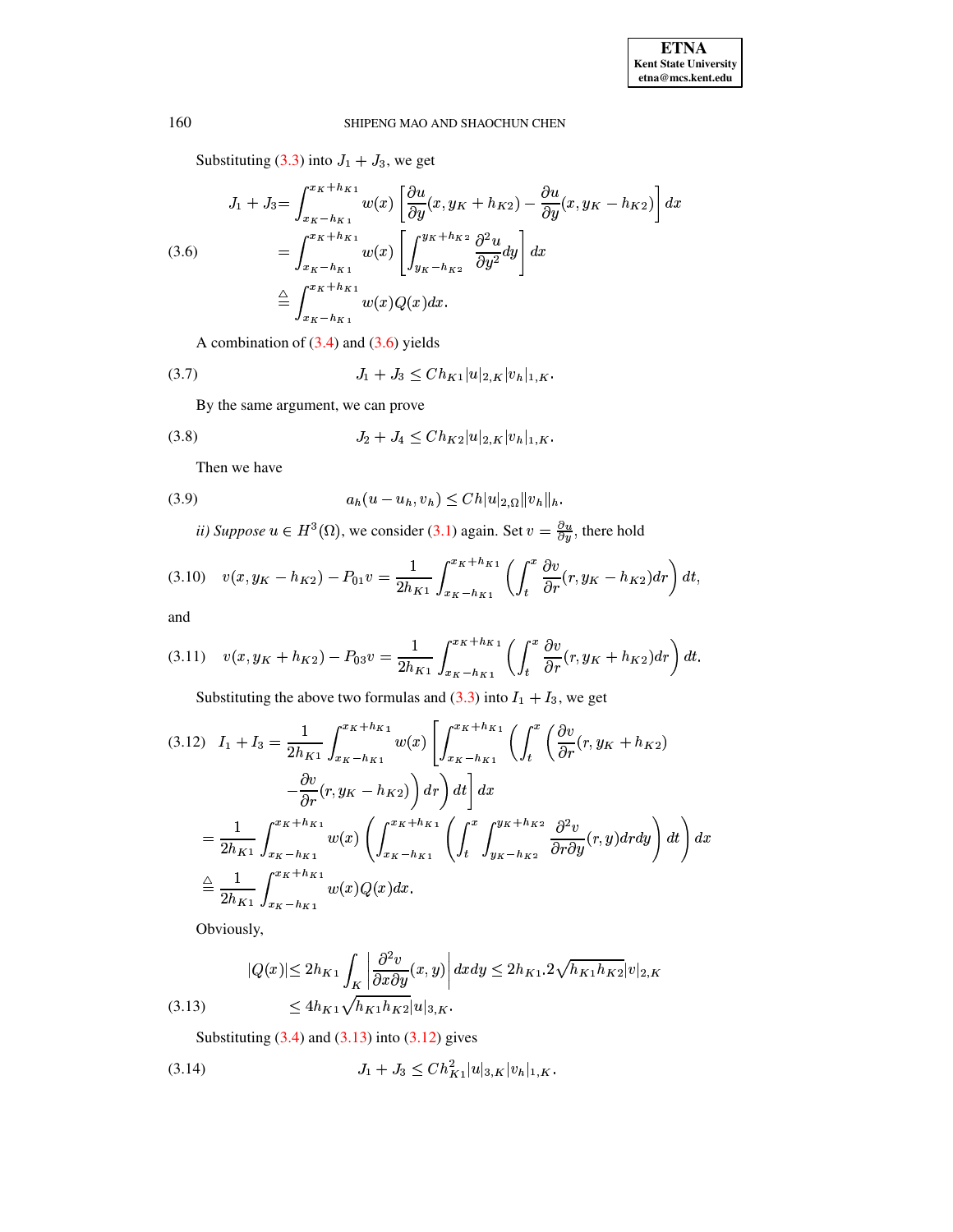Substituting (3.3) into $J_1 + J_3$, we get

$$
\begin{aligned}
J_1 + J_3 &= \int_{x_K - h_{K1}}^{x_K + h_{K1}} w(x) \left[ \frac{\partial u}{\partial y}(x, y_K + h_{K2}) - \frac{\partial u}{\partial y}(x, y_K - h_{K2}) \right] dx \\
&= \int_{x_K - h_{K1}}^{x_K + h_{K1}} w(x) \left[ \int_{y_K - h_{K2}}^{y_K + h_{K2}} \frac{\partial^2 u}{\partial y^2} dy \right] dx \qquad (3.6)\\
&\triangleq \int_{x_K - h_{K1}}^{x_K + h_{K1}} w(x) Q(x) dx.
\end{aligned}
$$

A combination of (3.4) and (3.6) yields

$$
J_1 + J_3 \leq C h_{K1} |u|_{2,K} |v_h|_{1,K}. \qquad (3.7)
$$

By the same argument, we can prove

$$
J_2 + J_4 \leq C h_{K2} |u|_{2,K} |v_h|_{1,K}. \qquad (3.8)
$$

Then we have

$$
a_h(u - u_h, v_h) \leq C h |u|_{2,\Omega} \|v_h\|_h. \qquad (3.9)
$$

*ii) Suppose* $u \in H^3(\Omega)$, we consider (3.1) again. Set $v = \frac{\partial u}{\partial y}$, there hold

$$
v(x, y_K - h_{K2}) - P_{01} v = \frac{1}{2h_{K1}} \int_{x_K - h_{K1}}^{x_K + h_{K1}} \left( \int_t^x \frac{\partial v}{\partial r}(r, y_K - h_{K2}) dr \right) dt, \qquad (3.10)
$$

and

$$
v(x, y_K + h_{K2}) - P_{03} v = \frac{1}{2h_{K1}} \int_{x_K - h_{K1}}^{x_K + h_{K1}} \left( \int_t^x \frac{\partial v}{\partial r}(r, y_K + h_{K2}) dr \right) dt. \qquad (3.11)
$$

Substituting the above two formulas and (3.3) into $I_1 + I_3$, we get

$$
\begin{aligned}
I_1 + I_3 &= \frac{1}{2h_{K1}} \int_{x_K - h_{K1}}^{x_K + h_{K1}} w(x) \left[ \int_{x_K - h_{K1}}^{x_K + h_{K1}} \left( \int_t^x \left( \frac{\partial v}{\partial r}(r, y_K + h_{K2}) \right.\right.\right. \\
&\qquad \left.\left.\left. - \frac{\partial v}{\partial r}(r, y_K - h_{K2}) \right) dr \right) dt \right] dx \qquad (3.12)\\
&= \frac{1}{2h_{K1}} \int_{x_K - h_{K1}}^{x_K + h_{K1}} w(x) \left( \int_{x_K - h_{K1}}^{x_K + h_{K1}} \left( \int_t^x \int_{y_K - h_{K2}}^{y_K + h_{K2}} \frac{\partial^2 v}{\partial r \partial y}(r, y) dr dy \right) dt \right) dx \\
&\triangleq \frac{1}{2h_{K1}} \int_{x_K - h_{K1}}^{x_K + h_{K1}} w(x) Q(x) dx.
\end{aligned}
$$

Obviously,

$$
\begin{aligned}
|Q(x)| &\leq 2h_{K1} \int_K \left| \frac{\partial^2 v}{\partial x \partial y}(x, y) \right| dx dy \leq 2h_{K1} . 2\sqrt{h_{K1} h_{K2}} |v|_{2,K} \\
&\leq 4 h_{K1} \sqrt{h_{K1} h_{K2}} |u|_{3,K}. \qquad (3.13)
\end{aligned}
$$

Substituting (3.4) and (3.13) into (3.12) gives

$$
J_1 + J_3 \leq C h_{K1}^2 |u|_{3,K} |v_h|_{1,K}. \qquad (3.14)
$$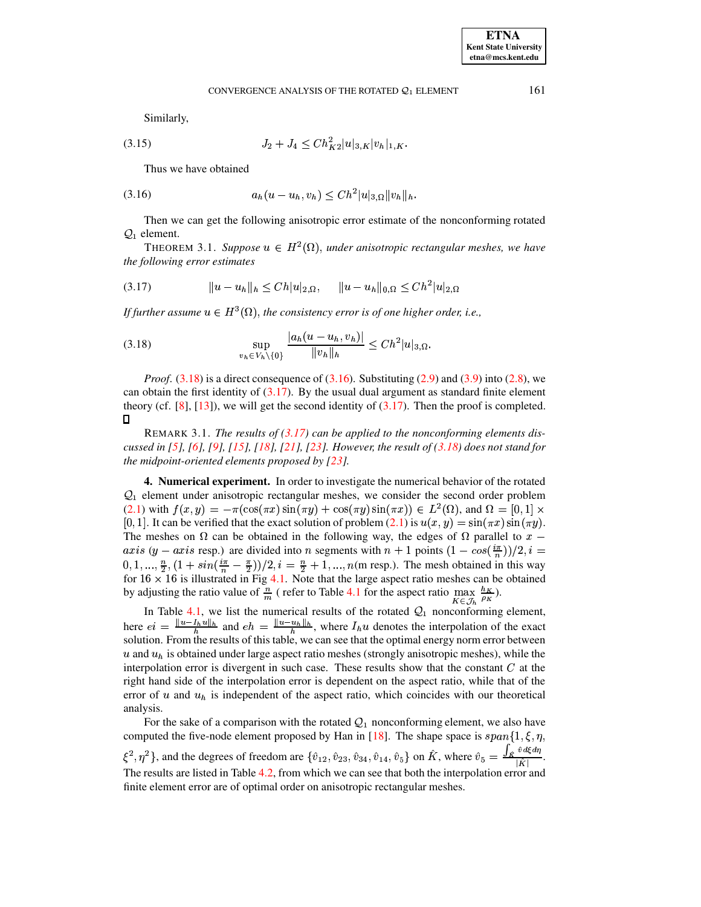Similarly,

$$J_2 + J_4 \leq Ch_{K2}^2 |u|_{3,K} |v_h|_{1,K}. \tag{3.15}$$

Thus we have obtained

$$a_h(u - u_h, v_h) \leq Ch^2 |u|_{3,\Omega} \|v_h\|_h. \tag{3.16}$$

Then we can get the following anisotropic error estimate of the nonconforming rotated $\mathcal{Q}_1$ element.

THEOREM 3.1. *Suppose $u \in H^2(\Omega)$, under anisotropic rectangular meshes, we have the following error estimates*

$$\|u - u_h\|_h \leq Ch|u|_{2,\Omega}, \qquad \|u - u_h\|_{0,\Omega} \leq Ch^2 |u|_{2,\Omega} \tag{3.17}$$

*If further assume $u \in H^3(\Omega)$, the consistency error is of one higher order, i.e.,*

$$\sup_{v_h \in V_h \setminus \{0\}} \frac{|a_h(u - u_h, v_h)|}{\|v_h\|_h} \leq Ch^2 |u|_{3,\Omega}. \tag{3.18}$$

*Proof.* (3.18) is a direct consequence of (3.16). Substituting (2.9) and (3.9) into (2.8), we can obtain the first identity of (3.17). By the usual dual argument as standard finite element theory (cf. [8], [13]), we will get the second identity of (3.17). Then the proof is completed. ∎

REMARK 3.1. *The results of (3.17) can be applied to the nonconforming elements discussed in [5], [6], [9], [15], [18], [21], [23]. However, the result of (3.18) does not stand for the midpoint-oriented elements proposed by [23].*

**4. Numerical experiment.** In order to investigate the numerical behavior of the rotated $\mathcal{Q}_1$ element under anisotropic rectangular meshes, we consider the second order problem (2.1) with $f(x,y) = -\pi(\cos(\pi x)\sin(\pi y) + \cos(\pi y)\sin(\pi x)) \in L^2(\Omega)$, and $\Omega = [0,1] \times [0,1]$. It can be verified that the exact solution of problem (2.1) is $u(x,y) = \sin(\pi x)\sin(\pi y)$. The meshes on $\Omega$ can be obtained in the following way, the edges of $\Omega$ parallel to $x-axis$ ($y-axis$ resp.) are divided into $n$ segments with $n+1$ points $(1 - cos(\frac{i\pi}{n}))/2, i = 0, 1, ..., \frac{n}{2}, (1 + sin(\frac{i\pi}{n} - \frac{\pi}{2}))/2, i = \frac{n}{2}+1, ..., n$(m resp.). The mesh obtained in this way for $16 \times 16$ is illustrated in Fig 4.1. Note that the large aspect ratio meshes can be obtained by adjusting the ratio value of $\frac{n}{m}$ ( refer to Table 4.1 for the aspect ratio $\max\limits_{K \in \mathcal{J}_h} \frac{h_K}{\rho_K}$).

In Table 4.1, we list the numerical results of the rotated $\mathcal{Q}_1$ nonconforming element, here $ei = \frac{\|u - I_h u\|_h}{h}$ and $eh = \frac{\|u - u_h\|_h}{h}$, where $I_h u$ denotes the interpolation of the exact solution. From the results of this table, we can see that the optimal energy norm error between $u$ and $u_h$ is obtained under large aspect ratio meshes (strongly anisotropic meshes), while the interpolation error is divergent in such case. These results show that the constant $C$ at the right hand side of the interpolation error is dependent on the aspect ratio, while that of the error of $u$ and $u_h$ is independent of the aspect ratio, which coincides with our theoretical analysis.

For the sake of a comparison with the rotated $\mathcal{Q}_1$ nonconforming element, we also have computed the five-node element proposed by Han in [18]. The shape space is $span\{1, \xi, \eta, \xi^2, \eta^2\}$, and the degrees of freedom are $\{\hat{v}_{12}, \hat{v}_{23}, \hat{v}_{34}, \hat{v}_{14}, \hat{v}_5\}$ on $\hat{K}$, where $\hat{v}_5 = \frac{\int_{\hat{K}} \hat{v}\, d\xi d\eta}{|\hat{K}|}$. The results are listed in Table 4.2, from which we can see that both the interpolation error and finite element error are of optimal order on anisotropic rectangular meshes.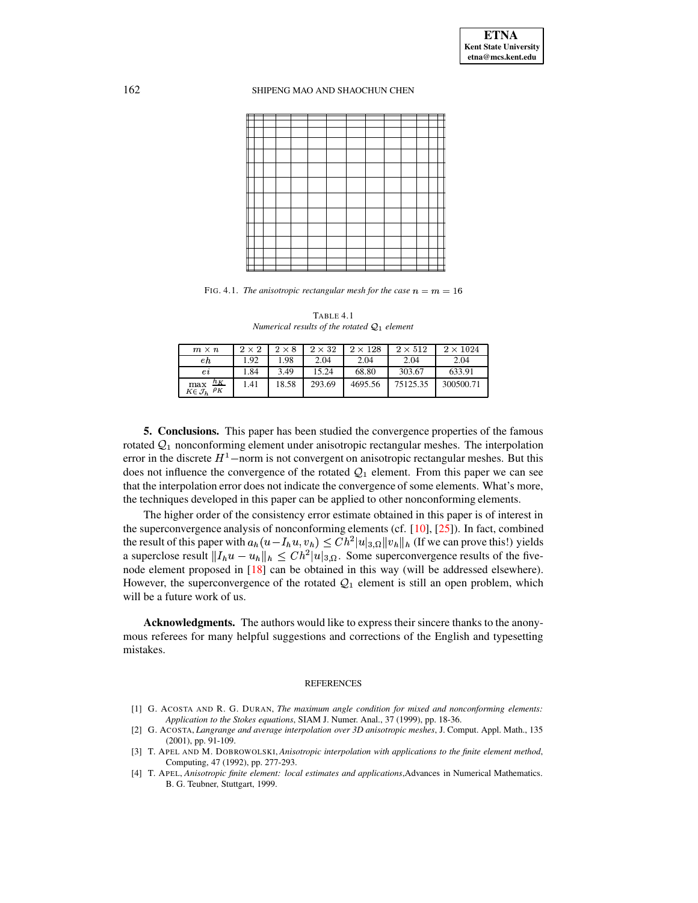FIG. 4.1. *The anisotropic rectangular mesh for the case $n = m = 16$*

TABLE 4.1
*Numerical results of the rotated $\mathcal{Q}_1$ element*

| $m \times n$ | $2 \times 2$ | $2 \times 8$ | $2 \times 32$ | $2 \times 128$ | $2 \times 512$ | $2 \times 1024$ |
|---|---|---|---|---|---|---|
| $eh$ | 1.92 | 1.98 | 2.04 | 2.04 | 2.04 | 2.04 |
| $ei$ | 1.84 | 3.49 | 15.24 | 68.80 | 303.67 | 633.91 |
| $\max_{K \in \mathcal{J}_h} \frac{h_K}{\rho_K}$ | 1.41 | 18.58 | 293.69 | 4695.56 | 75125.35 | 300500.71 |

**5. Conclusions.** This paper has been studied the convergence properties of the famous rotated $\mathcal{Q}_1$ nonconforming element under anisotropic rectangular meshes. The interpolation error in the discrete $H^1-$norm is not convergent on anisotropic rectangular meshes. But this does not influence the convergence of the rotated $\mathcal{Q}_1$ element. From this paper we can see that the interpolation error does not indicate the convergence of some elements. What's more, the techniques developed in this paper can be applied to other nonconforming elements.

The higher order of the consistency error estimate obtained in this paper is of interest in the superconvergence analysis of nonconforming elements (cf. [10], [25]). In fact, combined the result of this paper with $a_h(u - I_h u, v_h) \leq Ch^2|u|_{3,\Omega}\|v_h\|_h$ (If we can prove this!) yields a superclose result $\|I_h u - u_h\|_h \leq Ch^2|u|_{3,\Omega}$. Some superconvergence results of the five-node element proposed in [18] can be obtained in this way (will be addressed elsewhere). However, the superconvergence of the rotated $\mathcal{Q}_1$ element is still an open problem, which will be a future work of us.

**Acknowledgments.** The authors would like to express their sincere thanks to the anonymous referees for many helpful suggestions and corrections of the English and typesetting mistakes.

REFERENCES

[1] G. ACOSTA AND R. G. DURAN, *The maximum angle condition for mixed and nonconforming elements: Application to the Stokes equations*, SIAM J. Numer. Anal., 37 (1999), pp. 18-36.

[2] G. ACOSTA, *Langrange and average interpolation over 3D anisotropic meshes*, J. Comput. Appl. Math., 135 (2001), pp. 91-109.

[3] T. APEL AND M. DOBROWOLSKI, *Anisotropic interpolation with applications to the finite element method*, Computing, 47 (1992), pp. 277-293.

[4] T. APEL, *Anisotropic finite element: local estimates and applications*,Advances in Numerical Mathematics. B. G. Teubner, Stuttgart, 1999.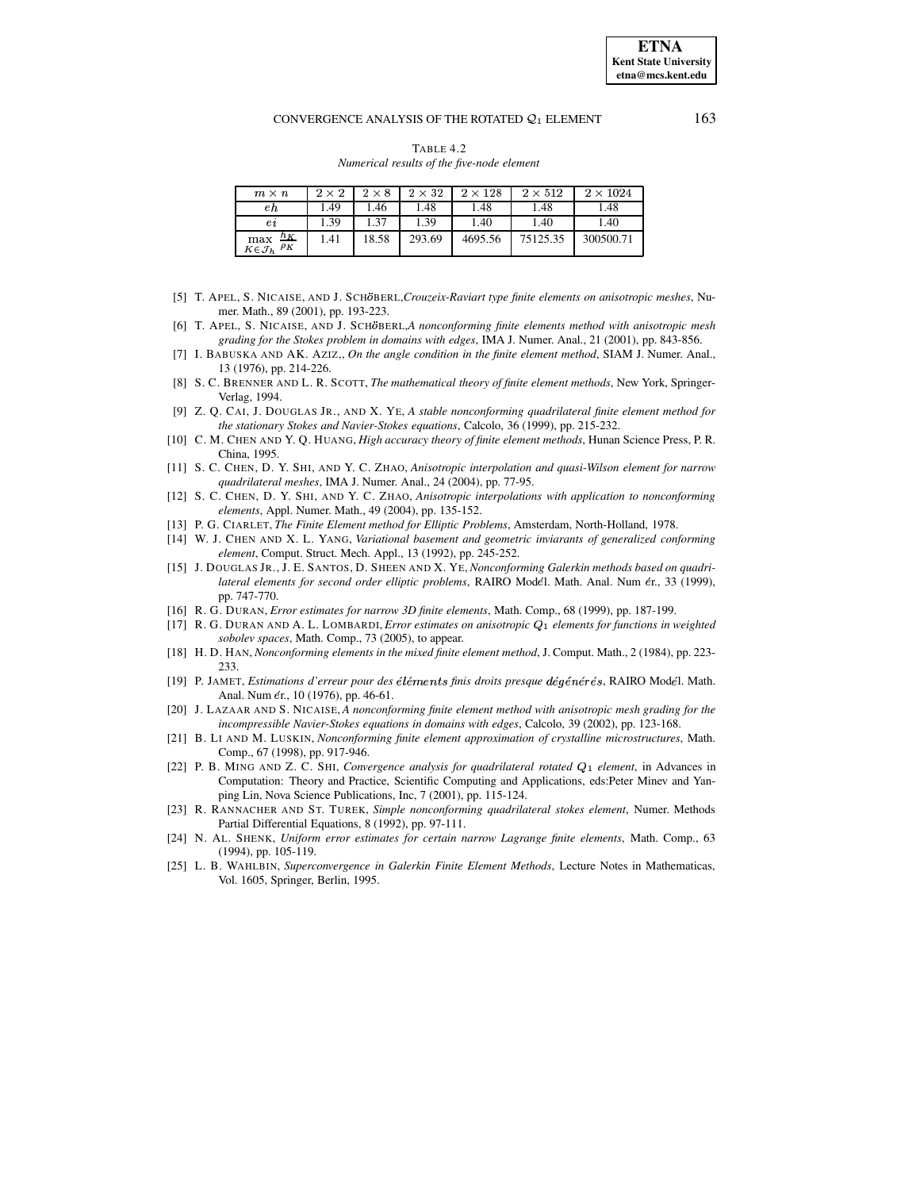TABLE 4.2
*Numerical results of the five-node element*

| $m \times n$ | $2 \times 2$ | $2 \times 8$ | $2 \times 32$ | $2 \times 128$ | $2 \times 512$ | $2 \times 1024$ |
|---|---|---|---|---|---|---|
| $eh$ | 1.49 | 1.46 | 1.48 | 1.48 | 1.48 | 1.48 |
| $ei$ | 1.39 | 1.37 | 1.39 | 1.40 | 1.40 | 1.40 |
| $\max\limits_{K \in \mathcal{J}_h} \frac{h_K}{\rho_K}$ | 1.41 | 18.58 | 293.69 | 4695.56 | 75125.35 | 300500.71 |

[5] T. APEL, S. NICAISE, AND J. SCHÖBERL, *Crouzeix-Raviart type finite elements on anisotropic meshes*, Numer. Math., 89 (2001), pp. 193-223.

[6] T. APEL, S. NICAISE, AND J. SCHÖBERL, *A nonconforming finite elements method with anisotropic mesh grading for the Stokes problem in domains with edges*, IMA J. Numer. Anal., 21 (2001), pp. 843-856.

[7] I. BABUSKA AND AK. AZIZ,, *On the angle condition in the finite element method*, SIAM J. Numer. Anal., 13 (1976), pp. 214-226.

[8] S. C. BRENNER AND L. R. SCOTT, *The mathematical theory of finite element methods*, New York, Springer-Verlag, 1994.

[9] Z. Q. CAI, J. DOUGLAS JR., AND X. YE, *A stable nonconforming quadrilateral finite element method for the stationary Stokes and Navier-Stokes equations*, Calcolo, 36 (1999), pp. 215-232.

[10] C. M. CHEN AND Y. Q. HUANG, *High accuracy theory of finite element methods*, Hunan Science Press, P. R. China, 1995.

[11] S. C. CHEN, D. Y. SHI, AND Y. C. ZHAO, *Anisotropic interpolation and quasi-Wilson element for narrow quadrilateral meshes*, IMA J. Numer. Anal., 24 (2004), pp. 77-95.

[12] S. C. CHEN, D. Y. SHI, AND Y. C. ZHAO, *Anisotropic interpolations with application to nonconforming elements*, Appl. Numer. Math., 49 (2004), pp. 135-152.

[13] P. G. CIARLET, *The Finite Element method for Elliptic Problems*, Amsterdam, North-Holland, 1978.

[14] W. J. CHEN AND X. L. YANG, *Variational basement and geometric inviarants of generalized conforming element*, Comput. Struct. Mech. Appl., 13 (1992), pp. 245-252.

[15] J. DOUGLAS JR., J. E. SANTOS, D. SHEEN AND X. YE, *Nonconforming Galerkin methods based on quadrilateral elements for second order elliptic problems*, RAIRO Modél. Math. Anal. Num ér., 33 (1999), pp. 747-770.

[16] R. G. DURAN, *Error estimates for narrow 3D finite elements*, Math. Comp., 68 (1999), pp. 187-199.

[17] R. G. DURAN AND A. L. LOMBARDI, *Error estimates on anisotropic $Q_1$ elements for functions in weighted sobolev spaces*, Math. Comp., 73 (2005), to appear.

[18] H. D. HAN, *Nonconforming elements in the mixed finite element method*, J. Comput. Math., 2 (1984), pp. 223-233.

[19] P. JAMET, *Estimations d'erreur pour des éléments finis droits presque dégénérés*, RAIRO Modél. Math. Anal. Num ér., 10 (1976), pp. 46-61.

[20] J. LAZAAR AND S. NICAISE, *A nonconforming finite element method with anisotropic mesh grading for the incompressible Navier-Stokes equations in domains with edges*, Calcolo, 39 (2002), pp. 123-168.

[21] B. LI AND M. LUSKIN, *Nonconforming finite element approximation of crystalline microstructures*, Math. Comp., 67 (1998), pp. 917-946.

[22] P. B. MING AND Z. C. SHI, *Convergence analysis for quadrilateral rotated $Q_1$ element*, in Advances in Computation: Theory and Practice, Scientific Computing and Applications, eds:Peter Minev and Yanping Lin, Nova Science Publications, Inc, 7 (2001), pp. 115-124.

[23] R. RANNACHER AND ST. TUREK, *Simple nonconforming quadrilateral stokes element*, Numer. Methods Partial Differential Equations, 8 (1992), pp. 97-111.

[24] N. AL. SHENK, *Uniform error estimates for certain narrow Lagrange finite elements*, Math. Comp., 63 (1994), pp. 105-119.

[25] L. B. WAHLBIN, *Superconvergence in Galerkin Finite Element Methods*, Lecture Notes in Mathematicas, Vol. 1605, Springer, Berlin, 1995.